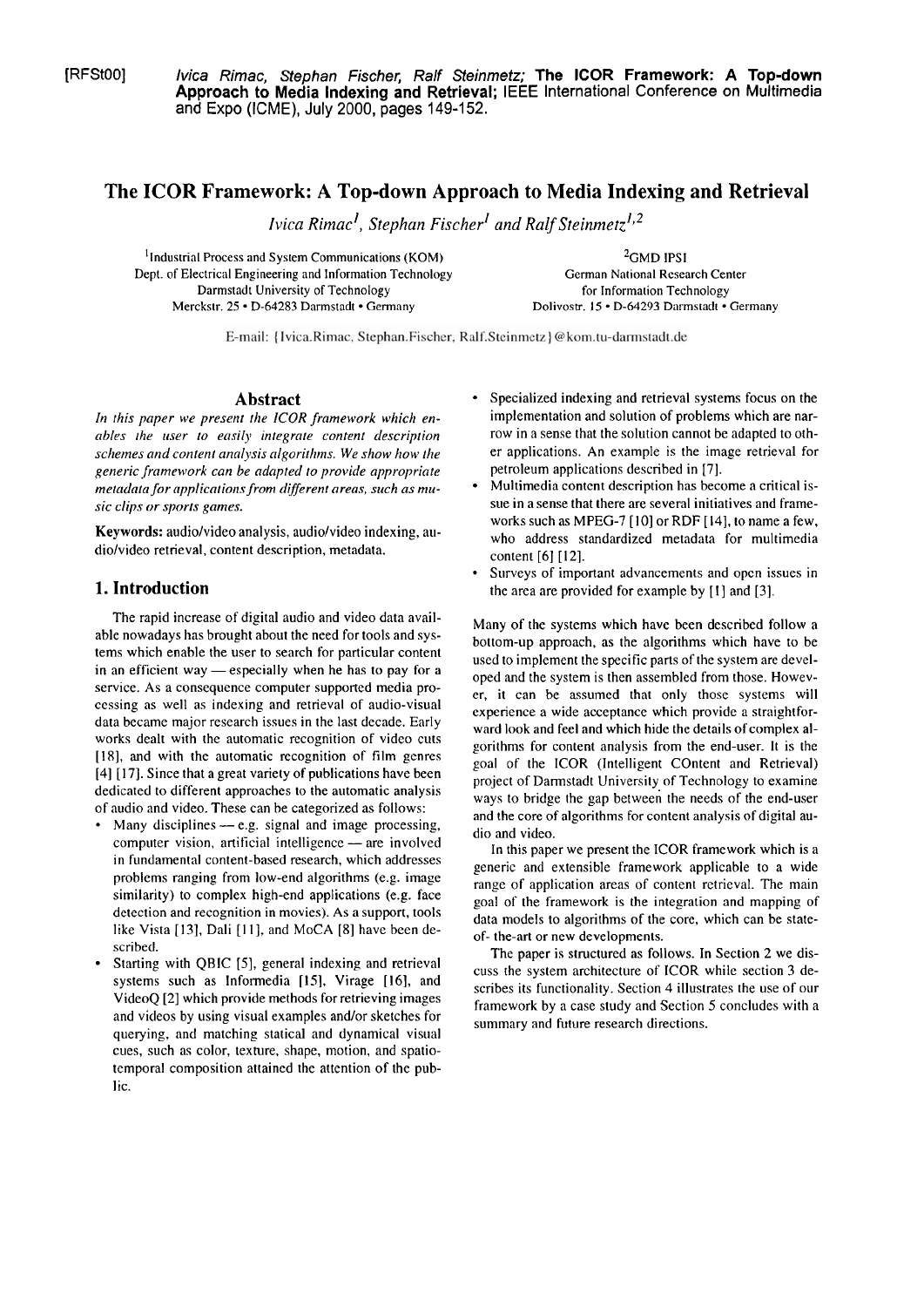[RFSt00] *Ivica Rimac, Stephan Fischer, Ralf Steinmetz;* **The ICOR Framework: A Top-down Approach to Media Indexing and Retrieval;** IEEE International Conference on Multimedia and Expo (ICME), July 2000, pages 149-152.

# The ICOR Framework: A Top-down Approach to Media Indexing and Retrieval

*Ivica Rimac[1], Stephan Fischer[1] and Ralf Steinmetz[1,2]*

[1]Industrial Process and System Communications (KOM)
Dept. of Electrical Engineering and Information Technology
Darmstadt University of Technology
Merckstr. 25 • D-64283 Darmstadt • Germany

[2]GMD IPSI
German National Research Center
for Information Technology
Dolivostr. 15 • D-64293 Darmstadt • Germany

E-mail: {Ivica.Rimac, Stephan.Fischer, Ralf.Steinmetz}@kom.tu-darmstadt.de

## Abstract

*In this paper we present the ICOR framework which enables the user to easily integrate content description schemes and content analysis algorithms. We show how the generic framework can be adapted to provide appropriate metadata for applications from different areas, such as music clips or sports games.*

**Keywords:** audio/video analysis, audio/video indexing, audio/video retrieval, content description, metadata.

## 1. Introduction

The rapid increase of digital audio and video data available nowadays has brought about the need for tools and systems which enable the user to search for particular content in an efficient way — especially when he has to pay for a service. As a consequence computer supported media processing as well as indexing and retrieval of audio-visual data became major research issues in the last decade. Early works dealt with the automatic recognition of video cuts [18], and with the automatic recognition of film genres [4] [17]. Since that a great variety of publications have been dedicated to different approaches to the automatic analysis of audio and video. These can be categorized as follows:

- Many disciplines — e.g. signal and image processing, computer vision, artificial intelligence — are involved in fundamental content-based research, which addresses problems ranging from low-end algorithms (e.g. image similarity) to complex high-end applications (e.g. face detection and recognition in movies). As a support, tools like Vista [13], Dali [11], and MoCA [8] have been described.
- Starting with QBIC [5], general indexing and retrieval systems such as Informedia [15], Virage [16], and VideoQ [2] which provide methods for retrieving images and videos by using visual examples and/or sketches for querying, and matching statical and dynamical visual cues, such as color, texture, shape, motion, and spatio-temporal composition attained the attention of the public.
- Specialized indexing and retrieval systems focus on the implementation and solution of problems which are narrow in a sense that the solution cannot be adapted to other applications. An example is the image retrieval for petroleum applications described in [7].
- Multimedia content description has become a critical issue in a sense that there are several initiatives and frameworks such as MPEG-7 [10] or RDF [14], to name a few, who address standardized metadata for multimedia content [6] [12].
- Surveys of important advancements and open issues in the area are provided for example by [1] and [3].

Many of the systems which have been described follow a bottom-up approach, as the algorithms which have to be used to implement the specific parts of the system are developed and the system is then assembled from those. However, it can be assumed that only those systems will experience a wide acceptance which provide a straightforward look and feel and which hide the details of complex algorithms for content analysis from the end-user. It is the goal of the ICOR (Intelligent COntent and Retrieval) project of Darmstadt University of Technology to examine ways to bridge the gap between the needs of the end-user and the core of algorithms for content analysis of digital audio and video.

In this paper we present the ICOR framework which is a generic and extensible framework applicable to a wide range of application areas of content retrieval. The main goal of the framework is the integration and mapping of data models to algorithms of the core, which can be state-of- the-art or new developments.

The paper is structured as follows. In Section 2 we discuss the system architecture of ICOR while section 3 describes its functionality. Section 4 illustrates the use of our framework by a case study and Section 5 concludes with a summary and future research directions.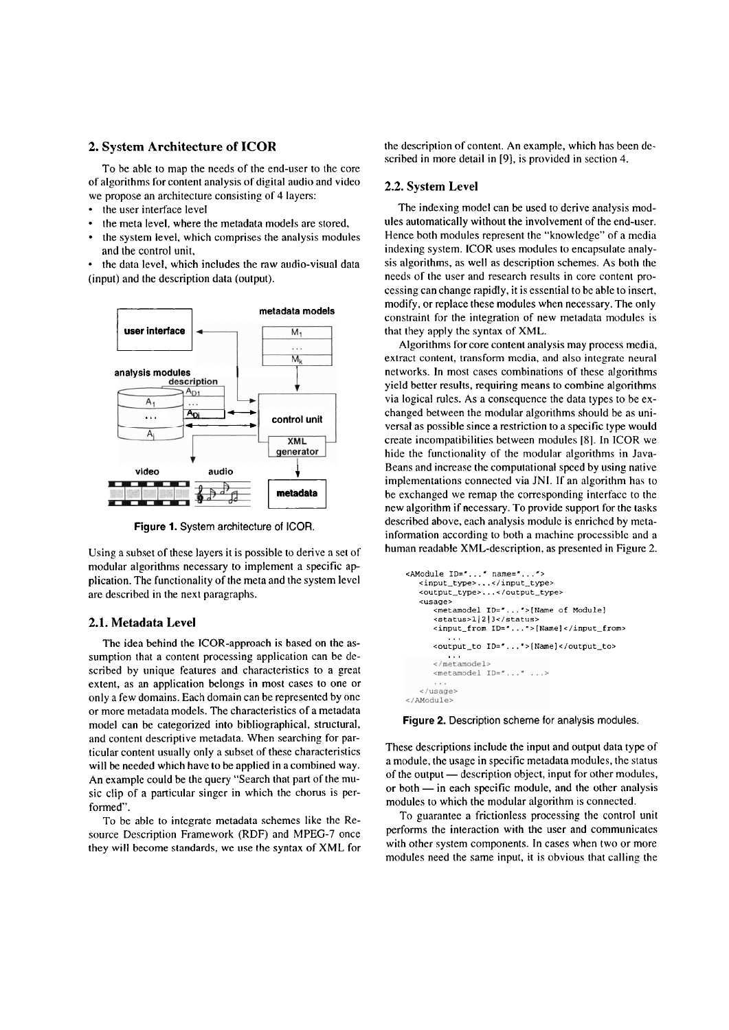## 2. System Architecture of ICOR

To be able to map the needs of the end-user to the core of algorithms for content analysis of digital audio and video we propose an architecture consisting of 4 layers:

- the user interface level
- the meta level, where the metadata models are stored,
- the system level, which comprises the analysis modules and the control unit,
- the data level, which includes the raw audio-visual data (input) and the description data (output).

user interface

metadata models

$M_1$

...

$M_k$

analysis modules

description

$A_{D1}$

$A_1$

...

$A_{Di}$

$A_i$

control unit

XML generator

video

audio

metadata

**Figure 1.** System architecture of ICOR.

Using a subset of these layers it is possible to derive a set of modular algorithms necessary to implement a specific application. The functionality of the meta and the system level are described in the next paragraphs.

### 2.1. Metadata Level

The idea behind the ICOR-approach is based on the assumption that a content processing application can be described by unique features and characteristics to a great extent, as an application belongs in most cases to one or only a few domains. Each domain can be represented by one or more metadata models. The characteristics of a metadata model can be categorized into bibliographical, structural, and content descriptive metadata. When searching for particular content usually only a subset of these characteristics will be needed which have to be applied in a combined way. An example could be the query "Search that part of the music clip of a particular singer in which the chorus is performed".

To be able to integrate metadata schemes like the Resource Description Framework (RDF) and MPEG-7 once they will become standards, we use the syntax of XML for the description of content. An example, which has been described in more detail in [9], is provided in section 4.

### 2.2. System Level

The indexing model can be used to derive analysis modules automatically without the involvement of the end-user. Hence both modules represent the "knowledge" of a media indexing system. ICOR uses modules to encapsulate analysis algorithms, as well as description schemes. As both the needs of the user and research results in core content processing can change rapidly, it is essential to be able to insert, modify, or replace these modules when necessary. The only constraint for the integration of new metadata modules is that they apply the syntax of XML.

Algorithms for core content analysis may process media, extract content, transform media, and also integrate neural networks. In most cases combinations of these algorithms yield better results, requiring means to combine algorithms via logical rules. As a consequence the data types to be exchanged between the modular algorithms should be as universal as possible since a restriction to a specific type would create incompatibilities between modules [8]. In ICOR we hide the functionality of the modular algorithms in JavaBeans and increase the computational speed by using native implementations connected via JNI. If an algorithm has to be exchanged we remap the corresponding interface to the new algorithm if necessary. To provide support for the tasks described above, each analysis module is enriched by meta-information according to both a machine processible and a human readable XML-description, as presented in Figure 2.

```
<AModule ID="..." name="...">
   <input_type>...</input_type>
   <output_type>...</output_type>
   <usage>
      <metamodel ID="...">[Name of Module]
      <status>1|2|3</status>
      <input_from ID="...">[Name]</input_from>
        ...
      <output_to ID="...">[Name]</output_to>
        ...
      </metamodel>
      <metamodel ID="..." ...>
      ...
   </usage>
</AModule>
```

**Figure 2.** Description scheme for analysis modules.

These descriptions include the input and output data type of a module, the usage in specific metadata modules, the status of the output — description object, input for other modules, or both — in each specific module, and the other analysis modules to which the modular algorithm is connected.

To guarantee a frictionless processing the control unit performs the interaction with the user and communicates with other system components. In cases when two or more modules need the same input, it is obvious that calling the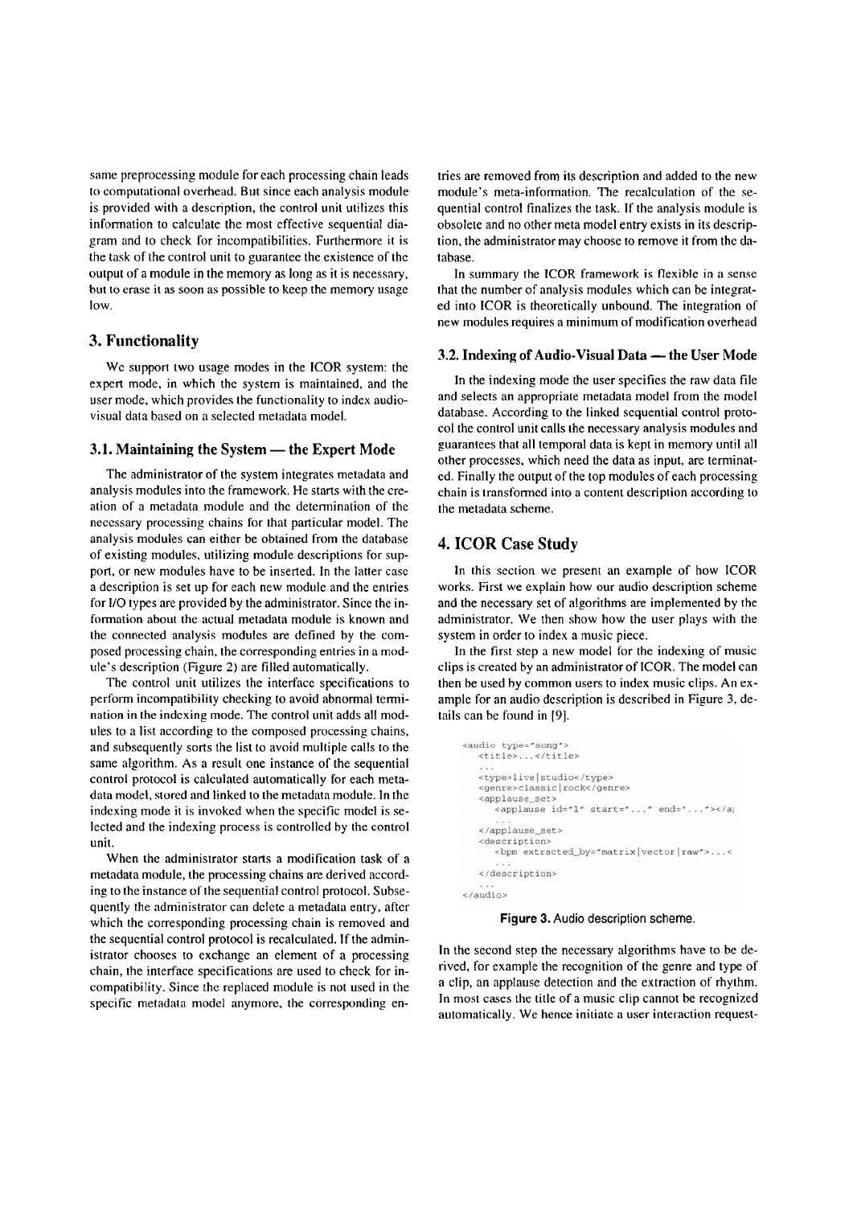same preprocessing module for each processing chain leads to computational overhead. But since each analysis module is provided with a description, the control unit utilizes this information to calculate the most effective sequential diagram and to check for incompatibilities. Furthermore it is the task of the control unit to guarantee the existence of the output of a module in the memory as long as it is necessary, but to erase it as soon as possible to keep the memory usage low.

## 3. Functionality

We support two usage modes in the ICOR system: the expert mode, in which the system is maintained, and the user mode, which provides the functionality to index audio-visual data based on a selected metadata model.

### 3.1. Maintaining the System — the Expert Mode

The administrator of the system integrates metadata and analysis modules into the framework. He starts with the creation of a metadata module and the determination of the necessary processing chains for that particular model. The analysis modules can either be obtained from the database of existing modules, utilizing module descriptions for support, or new modules have to be inserted. In the latter case a description is set up for each new module and the entries for I/O types are provided by the administrator. Since the information about the actual metadata module is known and the connected analysis modules are defined by the composed processing chain, the corresponding entries in a module's description (Figure 2) are filled automatically.

The control unit utilizes the interface specifications to perform incompatibility checking to avoid abnormal termination in the indexing mode. The control unit adds all modules to a list according to the composed processing chains, and subsequently sorts the list to avoid multiple calls to the same algorithm. As a result one instance of the sequential control protocol is calculated automatically for each metadata model, stored and linked to the metadata module. In the indexing mode it is invoked when the specific model is selected and the indexing process is controlled by the control unit.

When the administrator starts a modification task of a metadata module, the processing chains are derived according to the instance of the sequential control protocol. Subsequently the administrator can delete a metadata entry, after which the corresponding processing chain is removed and the sequential control protocol is recalculated. If the administrator chooses to exchange an element of a processing chain, the interface specifications are used to check for incompatibility. Since the replaced module is not used in the specific metadata model anymore, the corresponding entries are removed from its description and added to the new module's meta-information. The recalculation of the sequential control finalizes the task. If the analysis module is obsolete and no other meta model entry exists in its description, the administrator may choose to remove it from the database.

In summary the ICOR framework is flexible in a sense that the number of analysis modules which can be integrated into ICOR is theoretically unbound. The integration of new modules requires a minimum of modification overhead

### 3.2. Indexing of Audio-Visual Data — the User Mode

In the indexing mode the user specifies the raw data file and selects an appropriate metadata model from the model database. According to the linked sequential control protocol the control unit calls the necessary analysis modules and guarantees that all temporal data is kept in memory until all other processes, which need the data as input, are terminated. Finally the output of the top modules of each processing chain is transformed into a content description according to the metadata scheme.

## 4. ICOR Case Study

In this section we present an example of how ICOR works. First we explain how our audio description scheme and the necessary set of algorithms are implemented by the administrator. We then show how the user plays with the system in order to index a music piece.

In the first step a new model for the indexing of music clips is created by an administrator of ICOR. The model can then be used by common users to index music clips. An example for an audio description is described in Figure 3, details can be found in [9].

```
<audio type="song">
   <title>...</title>
   ...
   <type>live|studio</type>
   <genre>classic|rock</genre>
   <applause_set>
      <applause id="1" start="..." end="..."></a
      ...
   </applause_set>
   <description>
      <bpm extracted_by="matrix|vector|raw">...<
      ...
   </description>
   ...
</audio>
```

**Figure 3.** Audio description scheme.

In the second step the necessary algorithms have to be derived, for example the recognition of the genre and type of a clip, an applause detection and the extraction of rhythm. In most cases the title of a music clip cannot be recognized automatically. We hence initiate a user interaction request-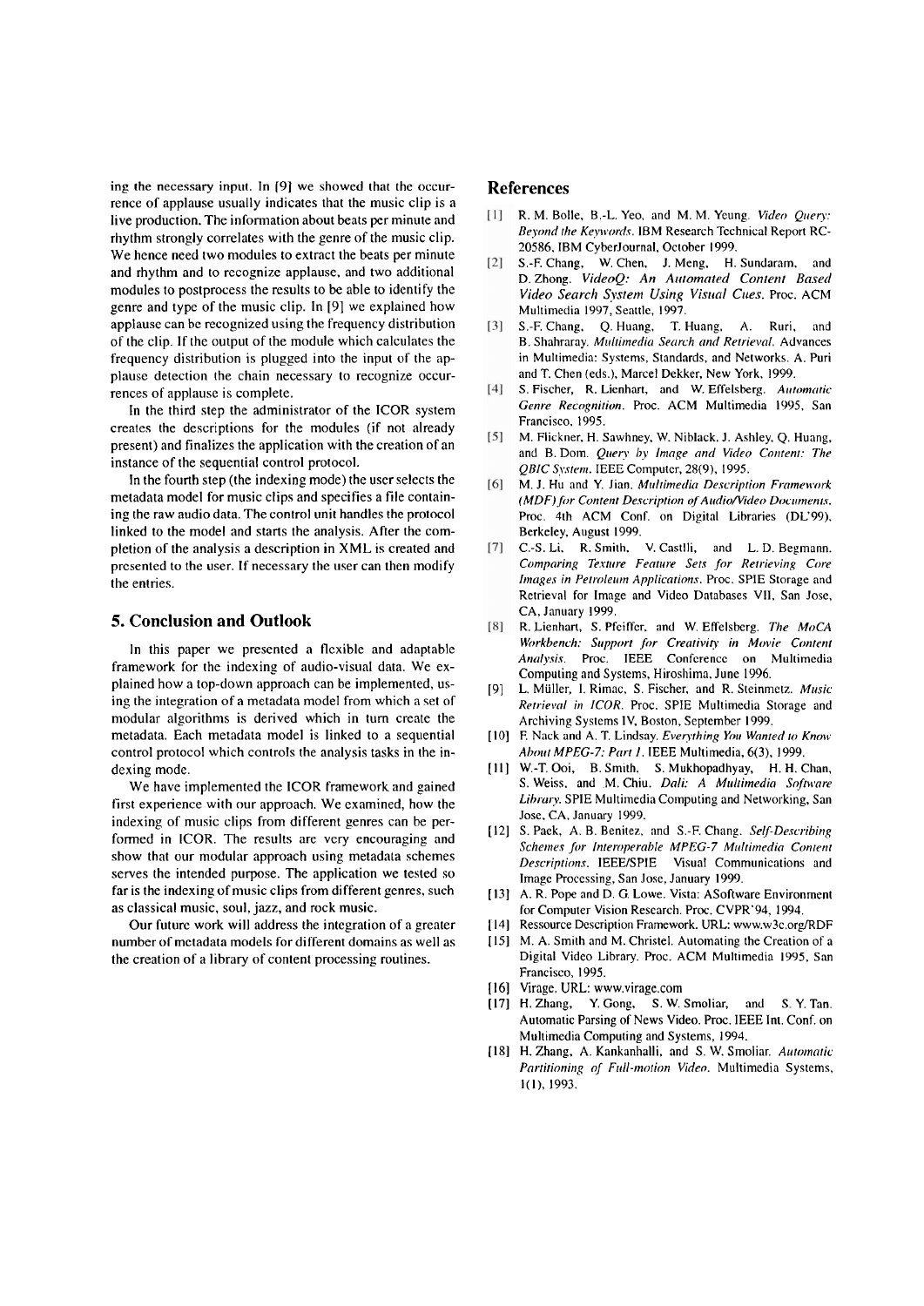ing the necessary input. In [9] we showed that the occurrence of applause usually indicates that the music clip is a live production. The information about beats per minute and rhythm strongly correlates with the genre of the music clip. We hence need two modules to extract the beats per minute and rhythm and to recognize applause, and two additional modules to postprocess the results to be able to identify the genre and type of the music clip. In [9] we explained how applause can be recognized using the frequency distribution of the clip. If the output of the module which calculates the frequency distribution is plugged into the input of the applause detection the chain necessary to recognize occurrences of applause is complete.

In the third step the administrator of the ICOR system creates the descriptions for the modules (if not already present) and finalizes the application with the creation of an instance of the sequential control protocol.

In the fourth step (the indexing mode) the user selects the metadata model for music clips and specifies a file containing the raw audio data. The control unit handles the protocol linked to the model and starts the analysis. After the completion of the analysis a description in XML is created and presented to the user. If necessary the user can then modify the entries.

## 5. Conclusion and Outlook

In this paper we presented a flexible and adaptable framework for the indexing of audio-visual data. We explained how a top-down approach can be implemented, using the integration of a metadata model from which a set of modular algorithms is derived which in turn create the metadata. Each metadata model is linked to a sequential control protocol which controls the analysis tasks in the indexing mode.

We have implemented the ICOR framework and gained first experience with our approach. We examined, how the indexing of music clips from different genres can be performed in ICOR. The results are very encouraging and show that our modular approach using metadata schemes serves the intended purpose. The application we tested so far is the indexing of music clips from different genres, such as classical music, soul, jazz, and rock music.

Our future work will address the integration of a greater number of metadata models for different domains as well as the creation of a library of content processing routines.

## References

[1] R. M. Bolle, B.-L. Yeo, and M. M. Yeung. *Video Query: Beyond the Keywords*. IBM Research Technical Report RC-20586, IBM CyberJournal, October 1999.

[2] S.-F. Chang, W. Chen, J. Meng, H. Sundaram, and D. Zhong. *VideoQ: An Automated Content Based Video Search System Using Visual Cues*. Proc. ACM Multimedia 1997, Seattle, 1997.

[3] S.-F. Chang, Q. Huang, T. Huang, A. Ruri, and B. Shahraray. *Multimedia Search and Retrieval*. Advances in Multimedia: Systems, Standards, and Networks. A. Puri and T. Chen (eds.), Marcel Dekker, New York, 1999.

[4] S. Fischer, R. Lienhart, and W. Effelsberg. *Automatic Genre Recognition*. Proc. ACM Multimedia 1995, San Francisco, 1995.

[5] M. Flickner, H. Sawhney, W. Niblack, J. Ashley, Q. Huang, and B. Dom. *Query by Image and Video Content: The QBIC System*. IEEE Computer, 28(9), 1995.

[6] M. J. Hu and Y. Jian. *Multimedia Description Framework (MDF) for Content Description of Audio/Video Documents*. Proc. 4th ACM Conf. on Digital Libraries (DL'99), Berkeley, August 1999.

[7] C.-S. Li, R. Smith, V. Castlli, and L. D. Begmann. *Comparing Texture Feature Sets for Retrieving Core Images in Petroleum Applications*. Proc. SPIE Storage and Retrieval for Image and Video Databases VII, San Jose, CA, January 1999.

[8] R. Lienhart, S. Pfeiffer, and W. Effelsberg. *The MoCA Workbench: Support for Creativity in Movie Content Analysis*. Proc. IEEE Conference on Multimedia Computing and Systems, Hiroshima, June 1996.

[9] L. Müller, I. Rimac, S. Fischer, and R. Steinmetz. *Music Retrieval in ICOR*. Proc. SPIE Multimedia Storage and Archiving Systems IV, Boston, September 1999.

[10] F. Nack and A. T. Lindsay. *Everything You Wanted to Know About MPEG-7: Part 1*. IEEE Multimedia, 6(3), 1999.

[11] W.-T. Ooi, B. Smith, S. Mukhopadhyay, H. H. Chan, S. Weiss, and M. Chiu. *Dali: A Multimedia Software Library*. SPIE Multimedia Computing and Networking, San Jose, CA, January 1999.

[12] S. Paek, A. B. Benitez, and S.-F. Chang. *Self-Describing Schemes for Interoperable MPEG-7 Multimedia Content Descriptions*. IEEE/SPIE Visual Communications and Image Processing, San Jose, January 1999.

[13] A. R. Pope and D. G. Lowe. Vista: ASoftware Environment for Computer Vision Research. Proc. CVPR'94, 1994.

[14] Ressource Description Framework. URL: www.w3c.org/RDF

[15] M. A. Smith and M. Christel. Automating the Creation of a Digital Video Library. Proc. ACM Multimedia 1995, San Francisco, 1995.

[16] Virage. URL: www.virage.com

[17] H. Zhang, Y. Gong, S. W. Smoliar, and S. Y. Tan. Automatic Parsing of News Video. Proc. IEEE Int. Conf. on Multimedia Computing and Systems, 1994.

[18] H. Zhang, A. Kankanhalli, and S. W. Smoliar. *Automatic Partitioning of Full-motion Video*. Multimedia Systems, 1(1), 1993.